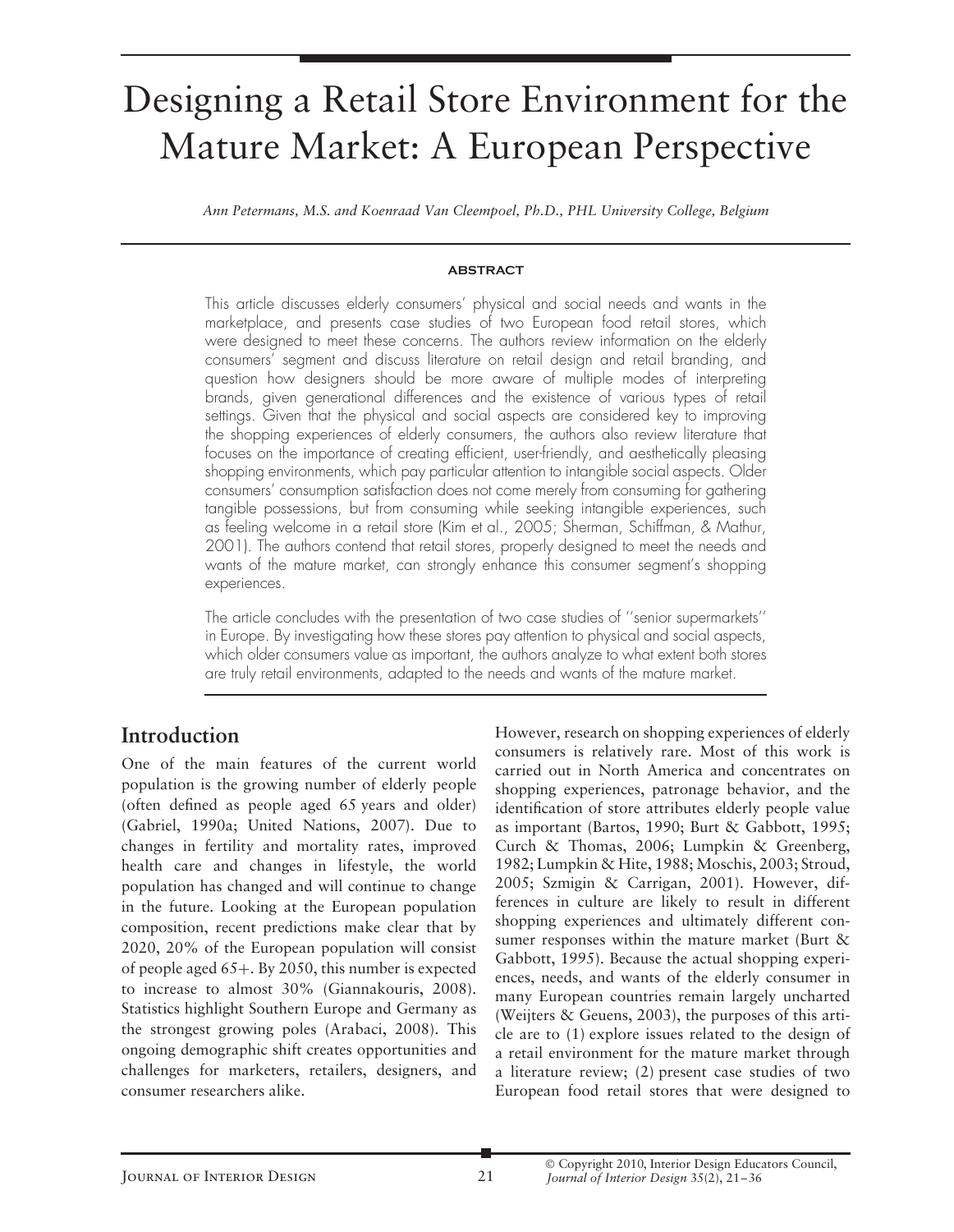# Designing a Retail Store Environment for the Mature Market: A European Perspective

*Ann Petermans, M.S. and Koenraad Van Cleempoel, Ph.D., PHL University College, Belgium*

**ABSTRACT**

This article discusses elderly consumers' physical and social needs and wants in the marketplace, and presents case studies of two European food retail stores, which were designed to meet these concerns. The authors review information on the elderly consumers' segment and discuss literature on retail design and retail branding, and question how designers should be more aware of multiple modes of interpreting brands, given generational differences and the existence of various types of retail settings. Given that the physical and social aspects are considered key to improving the shopping experiences of elderly consumers, the authors also review literature that focuses on the importance of creating efficient, user-friendly, and aesthetically pleasing shopping environments, which pay particular attention to intangible social aspects. Older consumers' consumption satisfaction does not come merely from consuming for gathering tangible possessions, but from consuming while seeking intangible experiences, such as feeling welcome in a retail store (Kim et al., 2005; Sherman, Schiffman, & Mathur, 2001). The authors contend that retail stores, properly designed to meet the needs and wants of the mature market, can strongly enhance this consumer segment's shopping experiences.

The article concludes with the presentation of two case studies of ''senior supermarkets'' in Europe. By investigating how these stores pay attention to physical and social aspects, which older consumers value as important, the authors analyze to what extent both stores are truly retail environments, adapted to the needs and wants of the mature market.

## Introduction

One of the main features of the current world population is the growing number of elderly people (often defined as people aged 65 years and older) (Gabriel, 1990a; United Nations, 2007). Due to changes in fertility and mortality rates, improved health care and changes in lifestyle, the world population has changed and will continue to change in the future. Looking at the European population composition, recent predictions make clear that by 2020, 20% of the European population will consist of people aged 65+. By 2050, this number is expected to increase to almost 30% (Giannakouris, 2008). Statistics highlight Southern Europe and Germany as the strongest growing poles (Arabaci, 2008). This ongoing demographic shift creates opportunities and challenges for marketers, retailers, designers, and consumer researchers alike.

However, research on shopping experiences of elderly consumers is relatively rare. Most of this work is carried out in North America and concentrates on shopping experiences, patronage behavior, and the identification of store attributes elderly people value as important (Bartos, 1990; Burt & Gabbott, 1995; Curch & Thomas, 2006; Lumpkin & Greenberg, 1982; Lumpkin & Hite, 1988; Moschis, 2003; Stroud, 2005; Szmigin & Carrigan, 2001). However, differences in culture are likely to result in different shopping experiences and ultimately different consumer responses within the mature market (Burt & Gabbott, 1995). Because the actual shopping experiences, needs, and wants of the elderly consumer in many European countries remain largely uncharted (Weijters & Geuens, 2003), the purposes of this article are to (1) explore issues related to the design of a retail environment for the mature market through a literature review; (2) present case studies of two European food retail stores that were designed to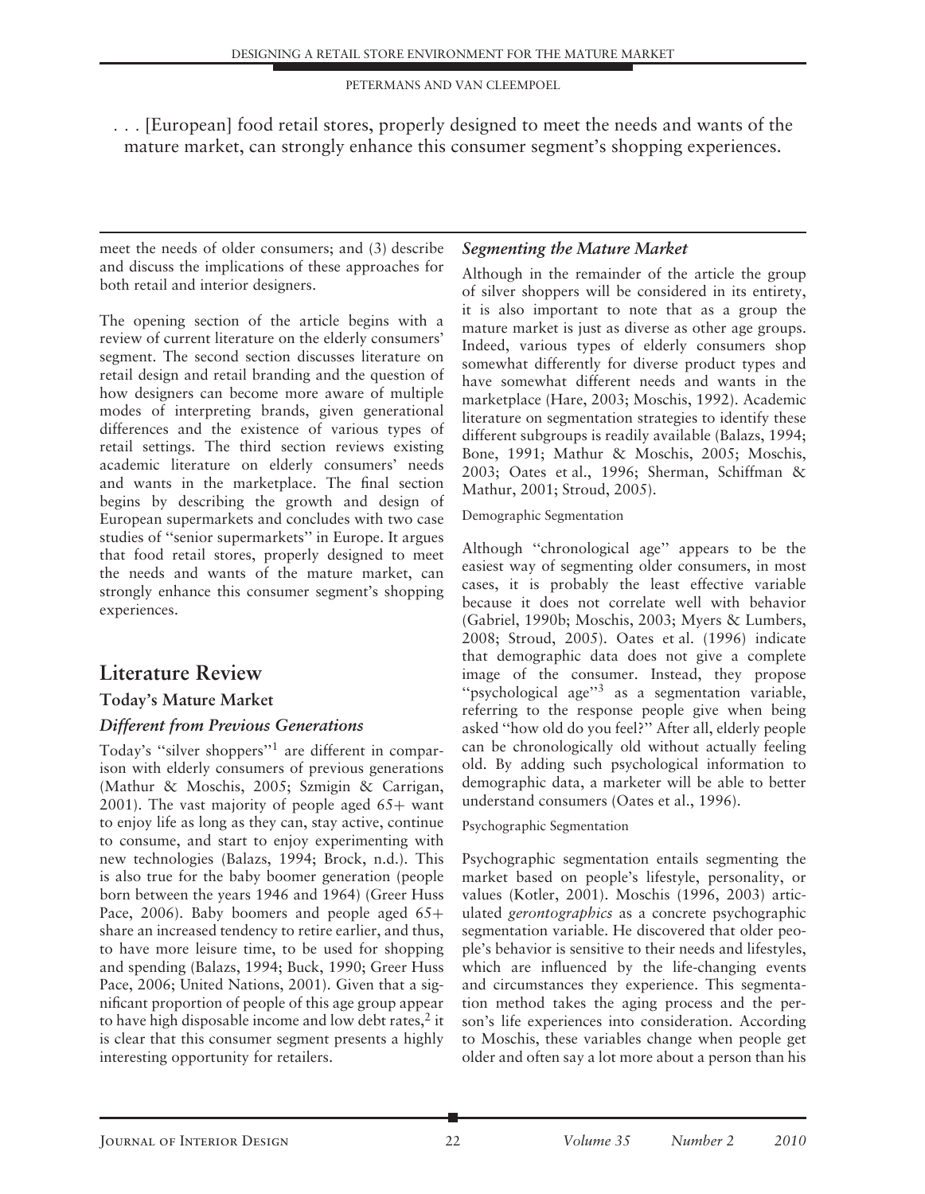. . . [European] food retail stores, properly designed to meet the needs and wants of the mature market, can strongly enhance this consumer segment's shopping experiences.

meet the needs of older consumers; and (3) describe and discuss the implications of these approaches for both retail and interior designers.

The opening section of the article begins with a review of current literature on the elderly consumers' segment. The second section discusses literature on retail design and retail branding and the question of how designers can become more aware of multiple modes of interpreting brands, given generational differences and the existence of various types of retail settings. The third section reviews existing academic literature on elderly consumers' needs and wants in the marketplace. The final section begins by describing the growth and design of European supermarkets and concludes with two case studies of "senior supermarkets" in Europe. It argues that food retail stores, properly designed to meet the needs and wants of the mature market, can strongly enhance this consumer segment's shopping experiences.

## Literature Review

### Today's Mature Market

#### *Different from Previous Generations*

Today's "silver shoppers"[1] are different in comparison with elderly consumers of previous generations (Mathur & Moschis, 2005; Szmigin & Carrigan, 2001). The vast majority of people aged 65+ want to enjoy life as long as they can, stay active, continue to consume, and start to enjoy experimenting with new technologies (Balazs, 1994; Brock, n.d.). This is also true for the baby boomer generation (people born between the years 1946 and 1964) (Greer Huss Pace, 2006). Baby boomers and people aged 65+ share an increased tendency to retire earlier, and thus, to have more leisure time, to be used for shopping and spending (Balazs, 1994; Buck, 1990; Greer Huss Pace, 2006; United Nations, 2001). Given that a significant proportion of people of this age group appear to have high disposable income and low debt rates,[2] it is clear that this consumer segment presents a highly interesting opportunity for retailers.

#### *Segmenting the Mature Market*

Although in the remainder of the article the group of silver shoppers will be considered in its entirety, it is also important to note that as a group the mature market is just as diverse as other age groups. Indeed, various types of elderly consumers shop somewhat differently for diverse product types and have somewhat different needs and wants in the marketplace (Hare, 2003; Moschis, 1992). Academic literature on segmentation strategies to identify these different subgroups is readily available (Balazs, 1994; Bone, 1991; Mathur & Moschis, 2005; Moschis, 2003; Oates et al., 1996; Sherman, Schiffman & Mathur, 2001; Stroud, 2005).

Demographic Segmentation

Although "chronological age" appears to be the easiest way of segmenting older consumers, in most cases, it is probably the least effective variable because it does not correlate well with behavior (Gabriel, 1990b; Moschis, 2003; Myers & Lumbers, 2008; Stroud, 2005). Oates et al. (1996) indicate that demographic data does not give a complete image of the consumer. Instead, they propose "psychological age"[3] as a segmentation variable, referring to the response people give when being asked "how old do you feel?" After all, elderly people can be chronologically old without actually feeling old. By adding such psychological information to demographic data, a marketer will be able to better understand consumers (Oates et al., 1996).

Psychographic Segmentation

Psychographic segmentation entails segmenting the market based on people's lifestyle, personality, or values (Kotler, 2001). Moschis (1996, 2003) articulated *gerontographics* as a concrete psychographic segmentation variable. He discovered that older people's behavior is sensitive to their needs and lifestyles, which are influenced by the life-changing events and circumstances they experience. This segmentation method takes the aging process and the person's life experiences into consideration. According to Moschis, these variables change when people get older and often say a lot more about a person than his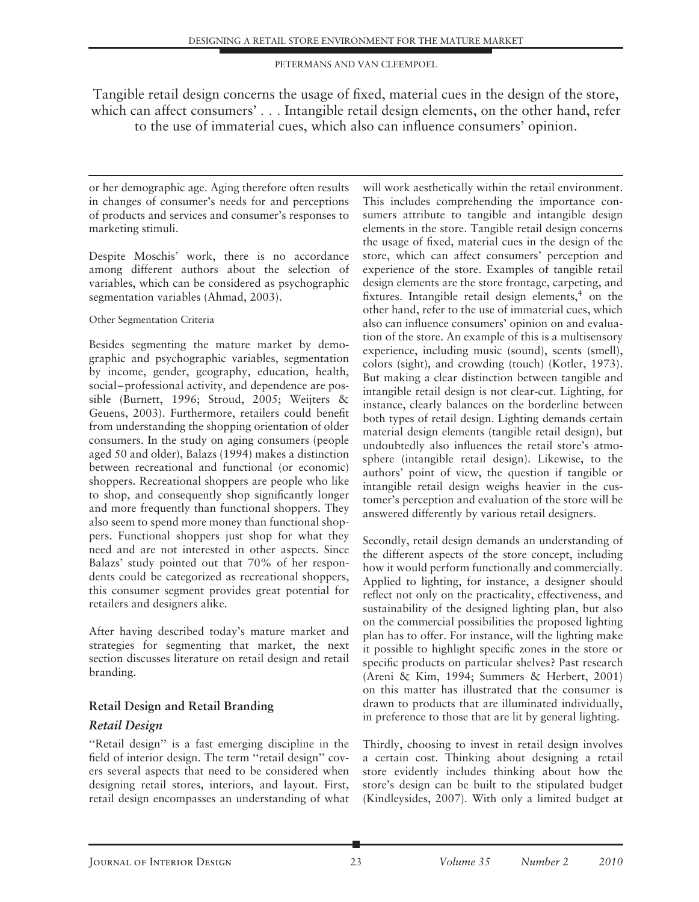Tangible retail design concerns the usage of fixed, material cues in the design of the store, which can affect consumers' . . . Intangible retail design elements, on the other hand, refer to the use of immaterial cues, which also can influence consumers' opinion.

or her demographic age. Aging therefore often results in changes of consumer's needs for and perceptions of products and services and consumer's responses to marketing stimuli.

Despite Moschis' work, there is no accordance among different authors about the selection of variables, which can be considered as psychographic segmentation variables (Ahmad, 2003).

Other Segmentation Criteria

Besides segmenting the mature market by demographic and psychographic variables, segmentation by income, gender, geography, education, health, social–professional activity, and dependence are possible (Burnett, 1996; Stroud, 2005; Weijters & Geuens, 2003). Furthermore, retailers could benefit from understanding the shopping orientation of older consumers. In the study on aging consumers (people aged 50 and older), Balazs (1994) makes a distinction between recreational and functional (or economic) shoppers. Recreational shoppers are people who like to shop, and consequently shop significantly longer and more frequently than functional shoppers. They also seem to spend more money than functional shoppers. Functional shoppers just shop for what they need and are not interested in other aspects. Since Balazs' study pointed out that 70% of her respondents could be categorized as recreational shoppers, this consumer segment provides great potential for retailers and designers alike.

After having described today's mature market and strategies for segmenting that market, the next section discusses literature on retail design and retail branding.

## Retail Design and Retail Branding

### *Retail Design*

"Retail design" is a fast emerging discipline in the field of interior design. The term "retail design" covers several aspects that need to be considered when designing retail stores, interiors, and layout. First, retail design encompasses an understanding of what will work aesthetically within the retail environment. This includes comprehending the importance consumers attribute to tangible and intangible design elements in the store. Tangible retail design concerns the usage of fixed, material cues in the design of the store, which can affect consumers' perception and experience of the store. Examples of tangible retail design elements are the store frontage, carpeting, and fixtures. Intangible retail design elements,[4] on the other hand, refer to the use of immaterial cues, which also can influence consumers' opinion on and evaluation of the store. An example of this is a multisensory experience, including music (sound), scents (smell), colors (sight), and crowding (touch) (Kotler, 1973). But making a clear distinction between tangible and intangible retail design is not clear-cut. Lighting, for instance, clearly balances on the borderline between both types of retail design. Lighting demands certain material design elements (tangible retail design), but undoubtedly also influences the retail store's atmosphere (intangible retail design). Likewise, to the authors' point of view, the question if tangible or intangible retail design weighs heavier in the customer's perception and evaluation of the store will be answered differently by various retail designers.

Secondly, retail design demands an understanding of the different aspects of the store concept, including how it would perform functionally and commercially. Applied to lighting, for instance, a designer should reflect not only on the practicality, effectiveness, and sustainability of the designed lighting plan, but also on the commercial possibilities the proposed lighting plan has to offer. For instance, will the lighting make it possible to highlight specific zones in the store or specific products on particular shelves? Past research (Areni & Kim, 1994; Summers & Herbert, 2001) on this matter has illustrated that the consumer is drawn to products that are illuminated individually, in preference to those that are lit by general lighting.

Thirdly, choosing to invest in retail design involves a certain cost. Thinking about designing a retail store evidently includes thinking about how the store's design can be built to the stipulated budget (Kindleysides, 2007). With only a limited budget at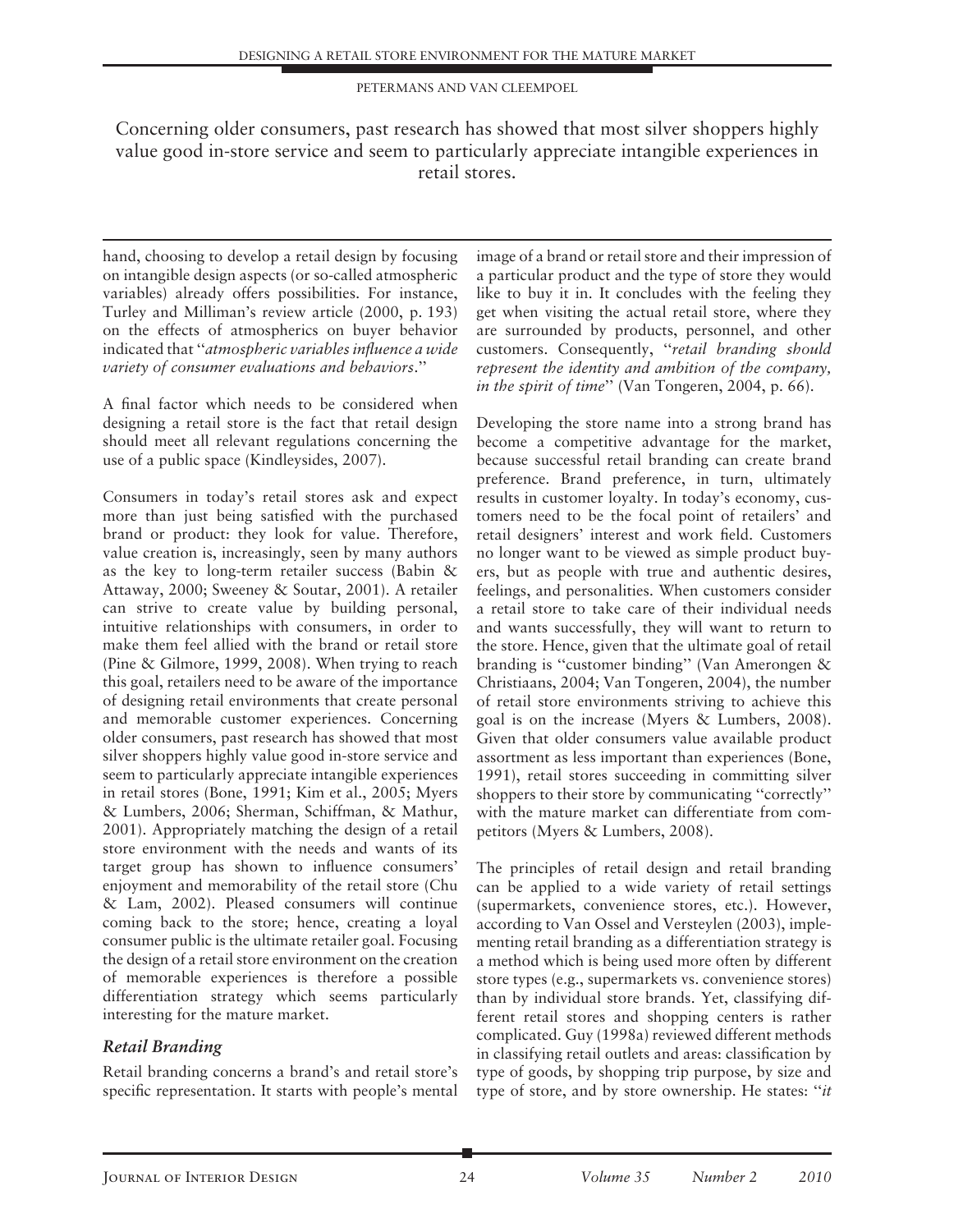Concerning older consumers, past research has showed that most silver shoppers highly value good in-store service and seem to particularly appreciate intangible experiences in retail stores.

hand, choosing to develop a retail design by focusing on intangible design aspects (or so-called atmospheric variables) already offers possibilities. For instance, Turley and Milliman's review article (2000, p. 193) on the effects of atmospherics on buyer behavior indicated that "*atmospheric variables influence a wide variety of consumer evaluations and behaviors*."

A final factor which needs to be considered when designing a retail store is the fact that retail design should meet all relevant regulations concerning the use of a public space (Kindleysides, 2007).

Consumers in today's retail stores ask and expect more than just being satisfied with the purchased brand or product: they look for value. Therefore, value creation is, increasingly, seen by many authors as the key to long-term retailer success (Babin & Attaway, 2000; Sweeney & Soutar, 2001). A retailer can strive to create value by building personal, intuitive relationships with consumers, in order to make them feel allied with the brand or retail store (Pine & Gilmore, 1999, 2008). When trying to reach this goal, retailers need to be aware of the importance of designing retail environments that create personal and memorable customer experiences. Concerning older consumers, past research has showed that most silver shoppers highly value good in-store service and seem to particularly appreciate intangible experiences in retail stores (Bone, 1991; Kim et al., 2005; Myers & Lumbers, 2006; Sherman, Schiffman, & Mathur, 2001). Appropriately matching the design of a retail store environment with the needs and wants of its target group has shown to influence consumers' enjoyment and memorability of the retail store (Chu & Lam, 2002). Pleased consumers will continue coming back to the store; hence, creating a loyal consumer public is the ultimate retailer goal. Focusing the design of a retail store environment on the creation of memorable experiences is therefore a possible differentiation strategy which seems particularly interesting for the mature market.

### Retail Branding

Retail branding concerns a brand's and retail store's specific representation. It starts with people's mental image of a brand or retail store and their impression of a particular product and the type of store they would like to buy it in. It concludes with the feeling they get when visiting the actual retail store, where they are surrounded by products, personnel, and other customers. Consequently, "*retail branding should represent the identity and ambition of the company, in the spirit of time*" (Van Tongeren, 2004, p. 66).

Developing the store name into a strong brand has become a competitive advantage for the market, because successful retail branding can create brand preference. Brand preference, in turn, ultimately results in customer loyalty. In today's economy, customers need to be the focal point of retailers' and retail designers' interest and work field. Customers no longer want to be viewed as simple product buyers, but as people with true and authentic desires, feelings, and personalities. When customers consider a retail store to take care of their individual needs and wants successfully, they will want to return to the store. Hence, given that the ultimate goal of retail branding is "customer binding" (Van Amerongen & Christiaans, 2004; Van Tongeren, 2004), the number of retail store environments striving to achieve this goal is on the increase (Myers & Lumbers, 2008). Given that older consumers value available product assortment as less important than experiences (Bone, 1991), retail stores succeeding in committing silver shoppers to their store by communicating "correctly" with the mature market can differentiate from competitors (Myers & Lumbers, 2008).

The principles of retail design and retail branding can be applied to a wide variety of retail settings (supermarkets, convenience stores, etc.). However, according to Van Ossel and Versteylen (2003), implementing retail branding as a differentiation strategy is a method which is being used more often by different store types (e.g., supermarkets vs. convenience stores) than by individual store brands. Yet, classifying different retail stores and shopping centers is rather complicated. Guy (1998a) reviewed different methods in classifying retail outlets and areas: classification by type of goods, by shopping trip purpose, by size and type of store, and by store ownership. He states: "*it*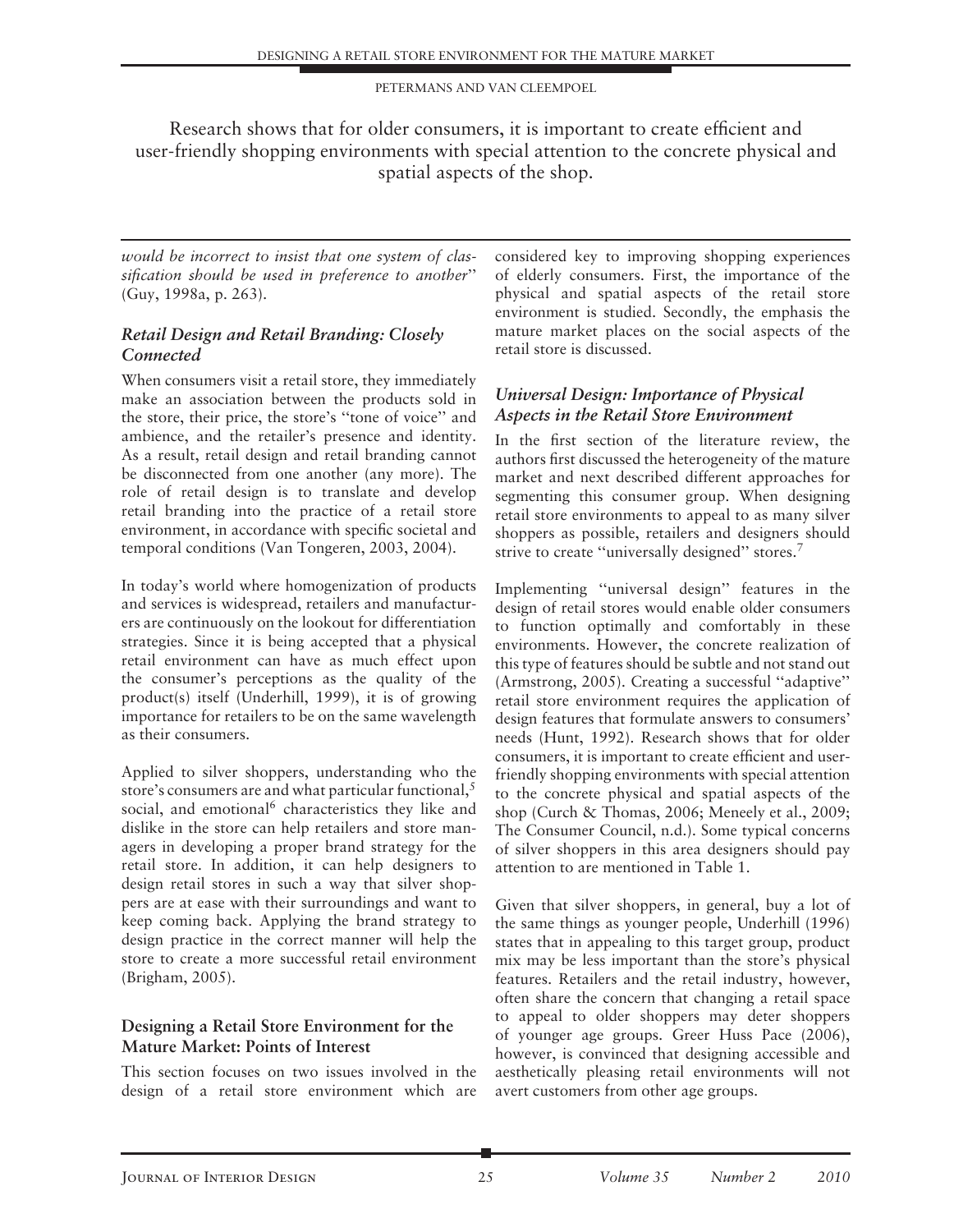Research shows that for older consumers, it is important to create efficient and user-friendly shopping environments with special attention to the concrete physical and spatial aspects of the shop.

*would be incorrect to insist that one system of classification should be used in preference to another*" (Guy, 1998a, p. 263).

### *Retail Design and Retail Branding: Closely Connected*

When consumers visit a retail store, they immediately make an association between the products sold in the store, their price, the store's "tone of voice" and ambience, and the retailer's presence and identity. As a result, retail design and retail branding cannot be disconnected from one another (any more). The role of retail design is to translate and develop retail branding into the practice of a retail store environment, in accordance with specific societal and temporal conditions (Van Tongeren, 2003, 2004).

In today's world where homogenization of products and services is widespread, retailers and manufacturers are continuously on the lookout for differentiation strategies. Since it is being accepted that a physical retail environment can have as much effect upon the consumer's perceptions as the quality of the product(s) itself (Underhill, 1999), it is of growing importance for retailers to be on the same wavelength as their consumers.

Applied to silver shoppers, understanding who the store's consumers are and what particular functional,[5] social, and emotional[6] characteristics they like and dislike in the store can help retailers and store managers in developing a proper brand strategy for the retail store. In addition, it can help designers to design retail stores in such a way that silver shoppers are at ease with their surroundings and want to keep coming back. Applying the brand strategy to design practice in the correct manner will help the store to create a more successful retail environment (Brigham, 2005).

## Designing a Retail Store Environment for the Mature Market: Points of Interest

This section focuses on two issues involved in the design of a retail store environment which are considered key to improving shopping experiences of elderly consumers. First, the importance of the physical and spatial aspects of the retail store environment is studied. Secondly, the emphasis the mature market places on the social aspects of the retail store is discussed.

### *Universal Design: Importance of Physical Aspects in the Retail Store Environment*

In the first section of the literature review, the authors first discussed the heterogeneity of the mature market and next described different approaches for segmenting this consumer group. When designing retail store environments to appeal to as many silver shoppers as possible, retailers and designers should strive to create "universally designed" stores.[7]

Implementing "universal design" features in the design of retail stores would enable older consumers to function optimally and comfortably in these environments. However, the concrete realization of this type of features should be subtle and not stand out (Armstrong, 2005). Creating a successful "adaptive" retail store environment requires the application of design features that formulate answers to consumers' needs (Hunt, 1992). Research shows that for older consumers, it is important to create efficient and user-friendly shopping environments with special attention to the concrete physical and spatial aspects of the shop (Curch & Thomas, 2006; Meneely et al., 2009; The Consumer Council, n.d.). Some typical concerns of silver shoppers in this area designers should pay attention to are mentioned in Table 1.

Given that silver shoppers, in general, buy a lot of the same things as younger people, Underhill (1996) states that in appealing to this target group, product mix may be less important than the store's physical features. Retailers and the retail industry, however, often share the concern that changing a retail space to appeal to older shoppers may deter shoppers of younger age groups. Greer Huss Pace (2006), however, is convinced that designing accessible and aesthetically pleasing retail environments will not avert customers from other age groups.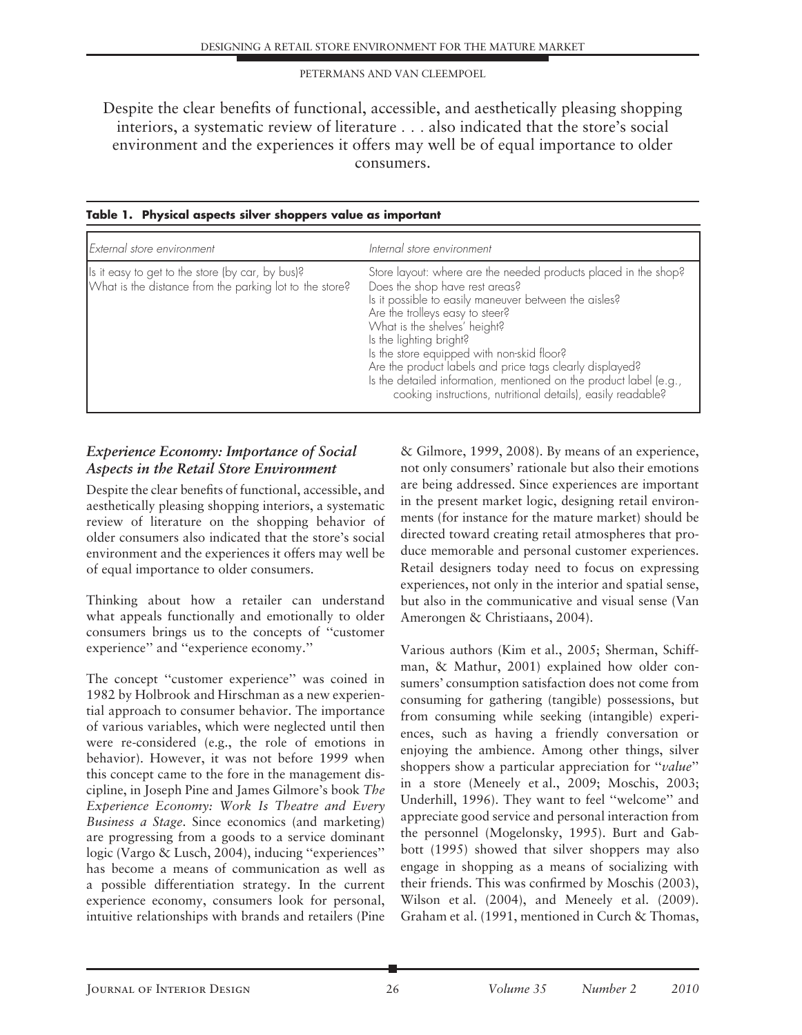Despite the clear benefits of functional, accessible, and aesthetically pleasing shopping interiors, a systematic review of literature . . . also indicated that the store's social environment and the experiences it offers may well be of equal importance to older consumers.

**Table 1. Physical aspects silver shoppers value as important**

| *External store environment* | *Internal store environment* |
| --- | --- |
| Is it easy to get to the store (by car, by bus)?<br>What is the distance from the parking lot to the store? | Store layout: where are the needed products placed in the shop?<br>Does the shop have rest areas?<br>Is it possible to easily maneuver between the aisles?<br>Are the trolleys easy to steer?<br>What is the shelves' height?<br>Is the lighting bright?<br>Is the store equipped with non-skid floor?<br>Are the product labels and price tags clearly displayed?<br>Is the detailed information, mentioned on the product label (e.g., cooking instructions, nutritional details), easily readable? |

### *Experience Economy: Importance of Social Aspects in the Retail Store Environment*

Despite the clear benefits of functional, accessible, and aesthetically pleasing shopping interiors, a systematic review of literature on the shopping behavior of older consumers also indicated that the store's social environment and the experiences it offers may well be of equal importance to older consumers.

Thinking about how a retailer can understand what appeals functionally and emotionally to older consumers brings us to the concepts of ''customer experience'' and ''experience economy.''

The concept ''customer experience'' was coined in 1982 by Holbrook and Hirschman as a new experiential approach to consumer behavior. The importance of various variables, which were neglected until then were re-considered (e.g., the role of emotions in behavior). However, it was not before 1999 when this concept came to the fore in the management discipline, in Joseph Pine and James Gilmore's book *The Experience Economy: Work Is Theatre and Every Business a Stage*. Since economics (and marketing) are progressing from a goods to a service dominant logic (Vargo & Lusch, 2004), inducing ''experiences'' has become a means of communication as well as a possible differentiation strategy. In the current experience economy, consumers look for personal, intuitive relationships with brands and retailers (Pine & Gilmore, 1999, 2008). By means of an experience, not only consumers' rationale but also their emotions are being addressed. Since experiences are important in the present market logic, designing retail environments (for instance for the mature market) should be directed toward creating retail atmospheres that produce memorable and personal customer experiences. Retail designers today need to focus on expressing experiences, not only in the interior and spatial sense, but also in the communicative and visual sense (Van Amerongen & Christiaans, 2004).

Various authors (Kim et al., 2005; Sherman, Schiffman, & Mathur, 2001) explained how older consumers' consumption satisfaction does not come from consuming for gathering (tangible) possessions, but from consuming while seeking (intangible) experiences, such as having a friendly conversation or enjoying the ambience. Among other things, silver shoppers show a particular appreciation for ''*value*'' in a store (Meneely et al., 2009; Moschis, 2003; Underhill, 1996). They want to feel ''welcome'' and appreciate good service and personal interaction from the personnel (Mogelonsky, 1995). Burt and Gabbott (1995) showed that silver shoppers may also engage in shopping as a means of socializing with their friends. This was confirmed by Moschis (2003), Wilson et al. (2004), and Meneely et al. (2009). Graham et al. (1991, mentioned in Curch & Thomas,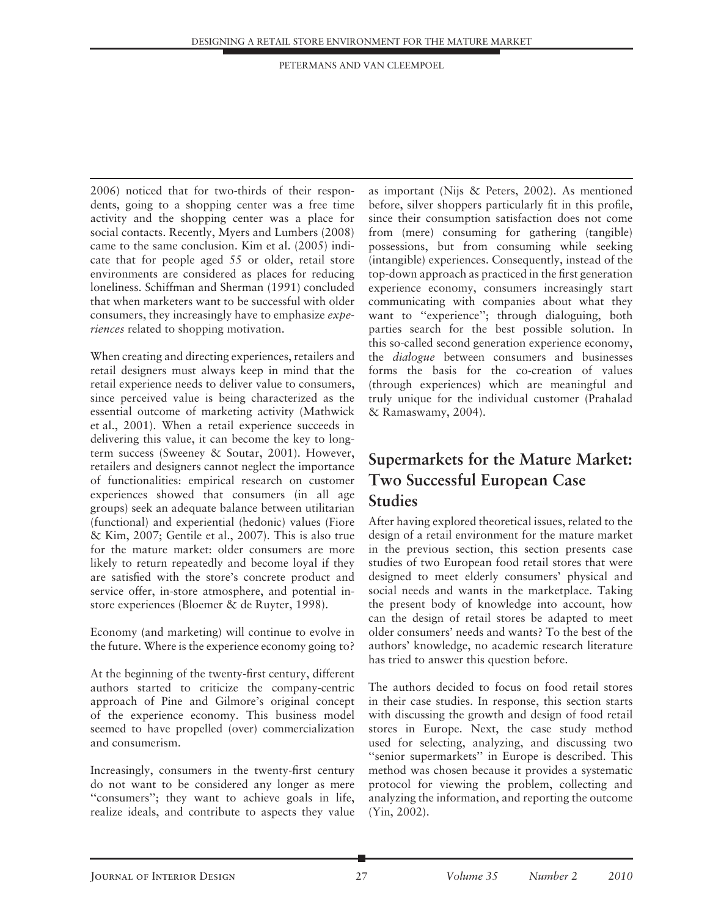2006) noticed that for two-thirds of their respondents, going to a shopping center was a free time activity and the shopping center was a place for social contacts. Recently, Myers and Lumbers (2008) came to the same conclusion. Kim et al. (2005) indicate that for people aged 55 or older, retail store environments are considered as places for reducing loneliness. Schiffman and Sherman (1991) concluded that when marketers want to be successful with older consumers, they increasingly have to emphasize *experiences* related to shopping motivation.

When creating and directing experiences, retailers and retail designers must always keep in mind that the retail experience needs to deliver value to consumers, since perceived value is being characterized as the essential outcome of marketing activity (Mathwick et al., 2001). When a retail experience succeeds in delivering this value, it can become the key to long-term success (Sweeney & Soutar, 2001). However, retailers and designers cannot neglect the importance of functionalities: empirical research on customer experiences showed that consumers (in all age groups) seek an adequate balance between utilitarian (functional) and experiential (hedonic) values (Fiore & Kim, 2007; Gentile et al., 2007). This is also true for the mature market: older consumers are more likely to return repeatedly and become loyal if they are satisfied with the store's concrete product and service offer, in-store atmosphere, and potential in-store experiences (Bloemer & de Ruyter, 1998).

Economy (and marketing) will continue to evolve in the future. Where is the experience economy going to?

At the beginning of the twenty-first century, different authors started to criticize the company-centric approach of Pine and Gilmore's original concept of the experience economy. This business model seemed to have propelled (over) commercialization and consumerism.

Increasingly, consumers in the twenty-first century do not want to be considered any longer as mere "consumers"; they want to achieve goals in life, realize ideals, and contribute to aspects they value as important (Nijs & Peters, 2002). As mentioned before, silver shoppers particularly fit in this profile, since their consumption satisfaction does not come from (mere) consuming for gathering (tangible) possessions, but from consuming while seeking (intangible) experiences. Consequently, instead of the top-down approach as practiced in the first generation experience economy, consumers increasingly start communicating with companies about what they want to "experience"; through dialoguing, both parties search for the best possible solution. In this so-called second generation experience economy, the *dialogue* between consumers and businesses forms the basis for the co-creation of values (through experiences) which are meaningful and truly unique for the individual customer (Prahalad & Ramaswamy, 2004).

## Supermarkets for the Mature Market: Two Successful European Case Studies

After having explored theoretical issues, related to the design of a retail environment for the mature market in the previous section, this section presents case studies of two European food retail stores that were designed to meet elderly consumers' physical and social needs and wants in the marketplace. Taking the present body of knowledge into account, how can the design of retail stores be adapted to meet older consumers' needs and wants? To the best of the authors' knowledge, no academic research literature has tried to answer this question before.

The authors decided to focus on food retail stores in their case studies. In response, this section starts with discussing the growth and design of food retail stores in Europe. Next, the case study method used for selecting, analyzing, and discussing two "senior supermarkets" in Europe is described. This method was chosen because it provides a systematic protocol for viewing the problem, collecting and analyzing the information, and reporting the outcome (Yin, 2002).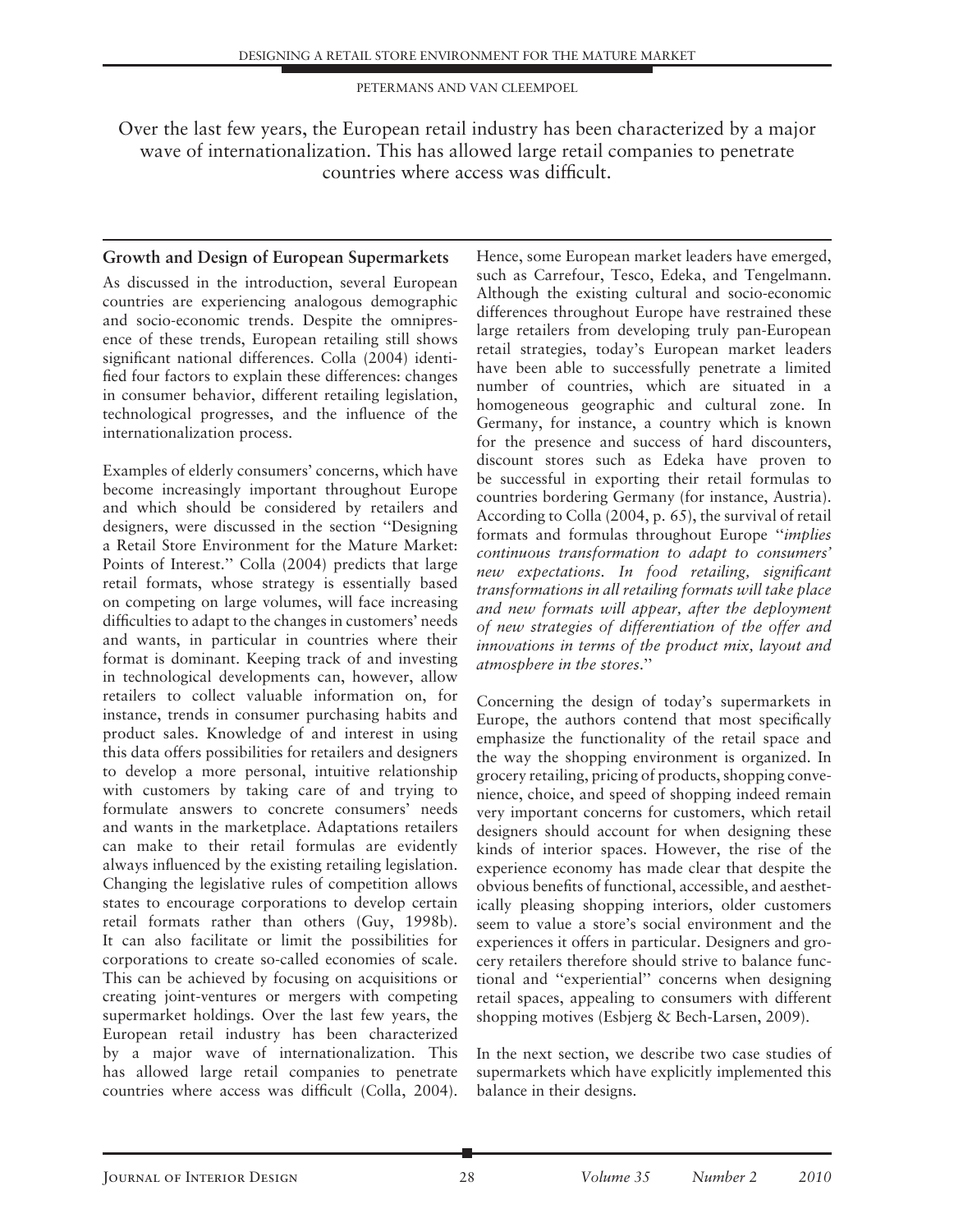Over the last few years, the European retail industry has been characterized by a major wave of internationalization. This has allowed large retail companies to penetrate countries where access was difficult.

## Growth and Design of European Supermarkets

As discussed in the introduction, several European countries are experiencing analogous demographic and socio-economic trends. Despite the omnipresence of these trends, European retailing still shows significant national differences. Colla (2004) identified four factors to explain these differences: changes in consumer behavior, different retailing legislation, technological progresses, and the influence of the internationalization process.

Examples of elderly consumers' concerns, which have become increasingly important throughout Europe and which should be considered by retailers and designers, were discussed in the section "Designing a Retail Store Environment for the Mature Market: Points of Interest." Colla (2004) predicts that large retail formats, whose strategy is essentially based on competing on large volumes, will face increasing difficulties to adapt to the changes in customers' needs and wants, in particular in countries where their format is dominant. Keeping track of and investing in technological developments can, however, allow retailers to collect valuable information on, for instance, trends in consumer purchasing habits and product sales. Knowledge of and interest in using this data offers possibilities for retailers and designers to develop a more personal, intuitive relationship with customers by taking care of and trying to formulate answers to concrete consumers' needs and wants in the marketplace. Adaptations retailers can make to their retail formulas are evidently always influenced by the existing retailing legislation. Changing the legislative rules of competition allows states to encourage corporations to develop certain retail formats rather than others (Guy, 1998b). It can also facilitate or limit the possibilities for corporations to create so-called economies of scale. This can be achieved by focusing on acquisitions or creating joint-ventures or mergers with competing supermarket holdings. Over the last few years, the European retail industry has been characterized by a major wave of internationalization. This has allowed large retail companies to penetrate countries where access was difficult (Colla, 2004). Hence, some European market leaders have emerged, such as Carrefour, Tesco, Edeka, and Tengelmann. Although the existing cultural and socio-economic differences throughout Europe have restrained these large retailers from developing truly pan-European retail strategies, today's European market leaders have been able to successfully penetrate a limited number of countries, which are situated in a homogeneous geographic and cultural zone. In Germany, for instance, a country which is known for the presence and success of hard discounters, discount stores such as Edeka have proven to be successful in exporting their retail formulas to countries bordering Germany (for instance, Austria). According to Colla (2004, p. 65), the survival of retail formats and formulas throughout Europe "*implies continuous transformation to adapt to consumers' new expectations. In food retailing, significant transformations in all retailing formats will take place and new formats will appear, after the deployment of new strategies of differentiation of the offer and innovations in terms of the product mix, layout and atmosphere in the stores*."

Concerning the design of today's supermarkets in Europe, the authors contend that most specifically emphasize the functionality of the retail space and the way the shopping environment is organized. In grocery retailing, pricing of products, shopping convenience, choice, and speed of shopping indeed remain very important concerns for customers, which retail designers should account for when designing these kinds of interior spaces. However, the rise of the experience economy has made clear that despite the obvious benefits of functional, accessible, and aesthetically pleasing shopping interiors, older customers seem to value a store's social environment and the experiences it offers in particular. Designers and grocery retailers therefore should strive to balance functional and "experiential" concerns when designing retail spaces, appealing to consumers with different shopping motives (Esbjerg & Bech-Larsen, 2009).

In the next section, we describe two case studies of supermarkets which have explicitly implemented this balance in their designs.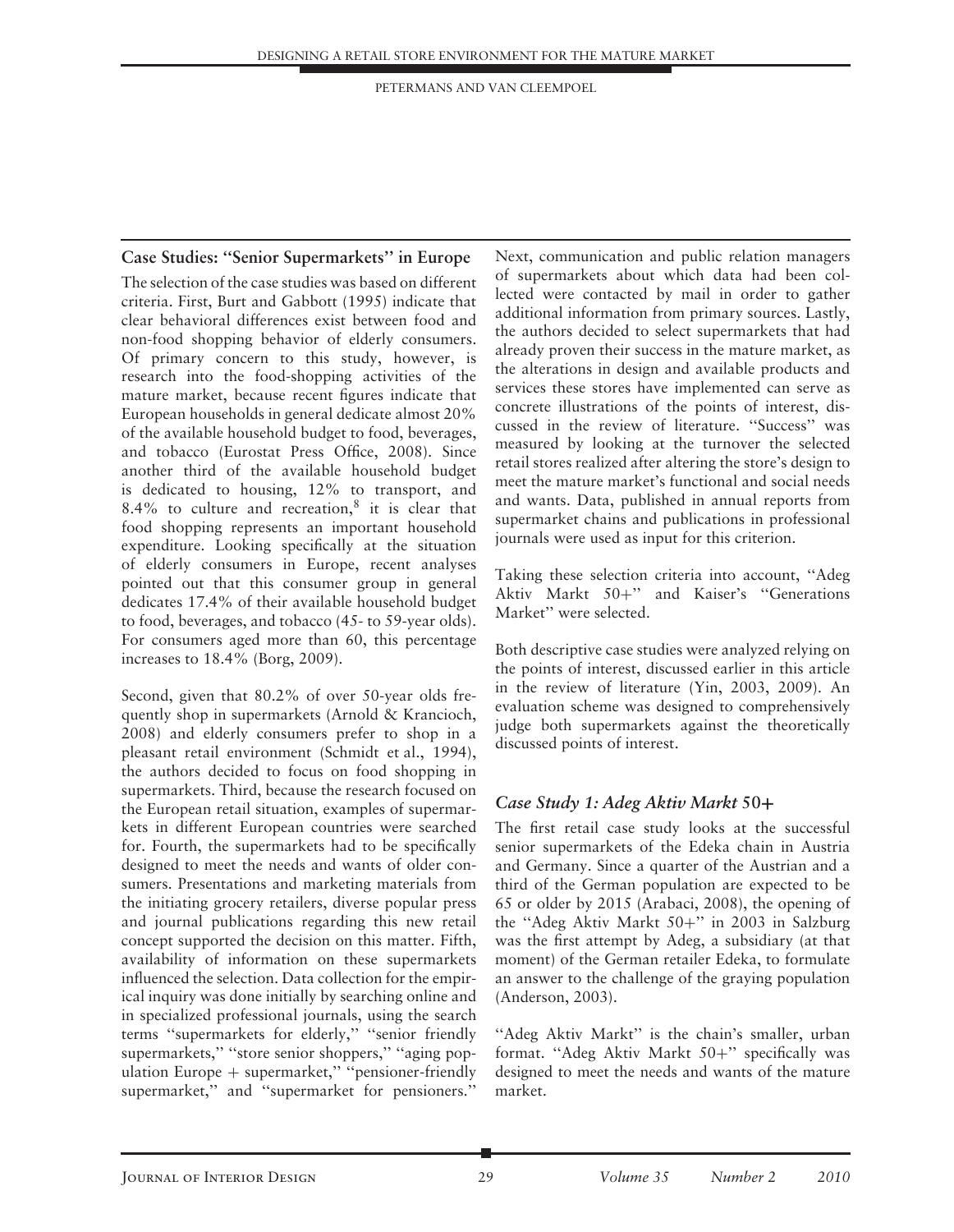## Case Studies: "Senior Supermarkets" in Europe

The selection of the case studies was based on different criteria. First, Burt and Gabbott (1995) indicate that clear behavioral differences exist between food and non-food shopping behavior of elderly consumers. Of primary concern to this study, however, is research into the food-shopping activities of the mature market, because recent figures indicate that European households in general dedicate almost 20% of the available household budget to food, beverages, and tobacco (Eurostat Press Office, 2008). Since another third of the available household budget is dedicated to housing, 12% to transport, and 8.4% to culture and recreation,[8] it is clear that food shopping represents an important household expenditure. Looking specifically at the situation of elderly consumers in Europe, recent analyses pointed out that this consumer group in general dedicates 17.4% of their available household budget to food, beverages, and tobacco (45- to 59-year olds). For consumers aged more than 60, this percentage increases to 18.4% (Borg, 2009).

Second, given that 80.2% of over 50-year olds frequently shop in supermarkets (Arnold & Krancioch, 2008) and elderly consumers prefer to shop in a pleasant retail environment (Schmidt et al., 1994), the authors decided to focus on food shopping in supermarkets. Third, because the research focused on the European retail situation, examples of supermarkets in different European countries were searched for. Fourth, the supermarkets had to be specifically designed to meet the needs and wants of older consumers. Presentations and marketing materials from the initiating grocery retailers, diverse popular press and journal publications regarding this new retail concept supported the decision on this matter. Fifth, availability of information on these supermarkets influenced the selection. Data collection for the empirical inquiry was done initially by searching online and in specialized professional journals, using the search terms "supermarkets for elderly," "senior friendly supermarkets," "store senior shoppers," "aging population Europe + supermarket," "pensioner-friendly supermarket," and "supermarket for pensioners." Next, communication and public relation managers of supermarkets about which data had been collected were contacted by mail in order to gather additional information from primary sources. Lastly, the authors decided to select supermarkets that had already proven their success in the mature market, as the alterations in design and available products and services these stores have implemented can serve as concrete illustrations of the points of interest, discussed in the review of literature. "Success" was measured by looking at the turnover the selected retail stores realized after altering the store's design to meet the mature market's functional and social needs and wants. Data, published in annual reports from supermarket chains and publications in professional journals were used as input for this criterion.

Taking these selection criteria into account, "Adeg Aktiv Markt 50+" and Kaiser's "Generations Market" were selected.

Both descriptive case studies were analyzed relying on the points of interest, discussed earlier in this article in the review of literature (Yin, 2003, 2009). An evaluation scheme was designed to comprehensively judge both supermarkets against the theoretically discussed points of interest.

### *Case Study 1: Adeg Aktiv Markt 50+*

The first retail case study looks at the successful senior supermarkets of the Edeka chain in Austria and Germany. Since a quarter of the Austrian and a third of the German population are expected to be 65 or older by 2015 (Arabaci, 2008), the opening of the "Adeg Aktiv Markt 50+" in 2003 in Salzburg was the first attempt by Adeg, a subsidiary (at that moment) of the German retailer Edeka, to formulate an answer to the challenge of the graying population (Anderson, 2003).

"Adeg Aktiv Markt" is the chain's smaller, urban format. "Adeg Aktiv Markt 50+" specifically was designed to meet the needs and wants of the mature market.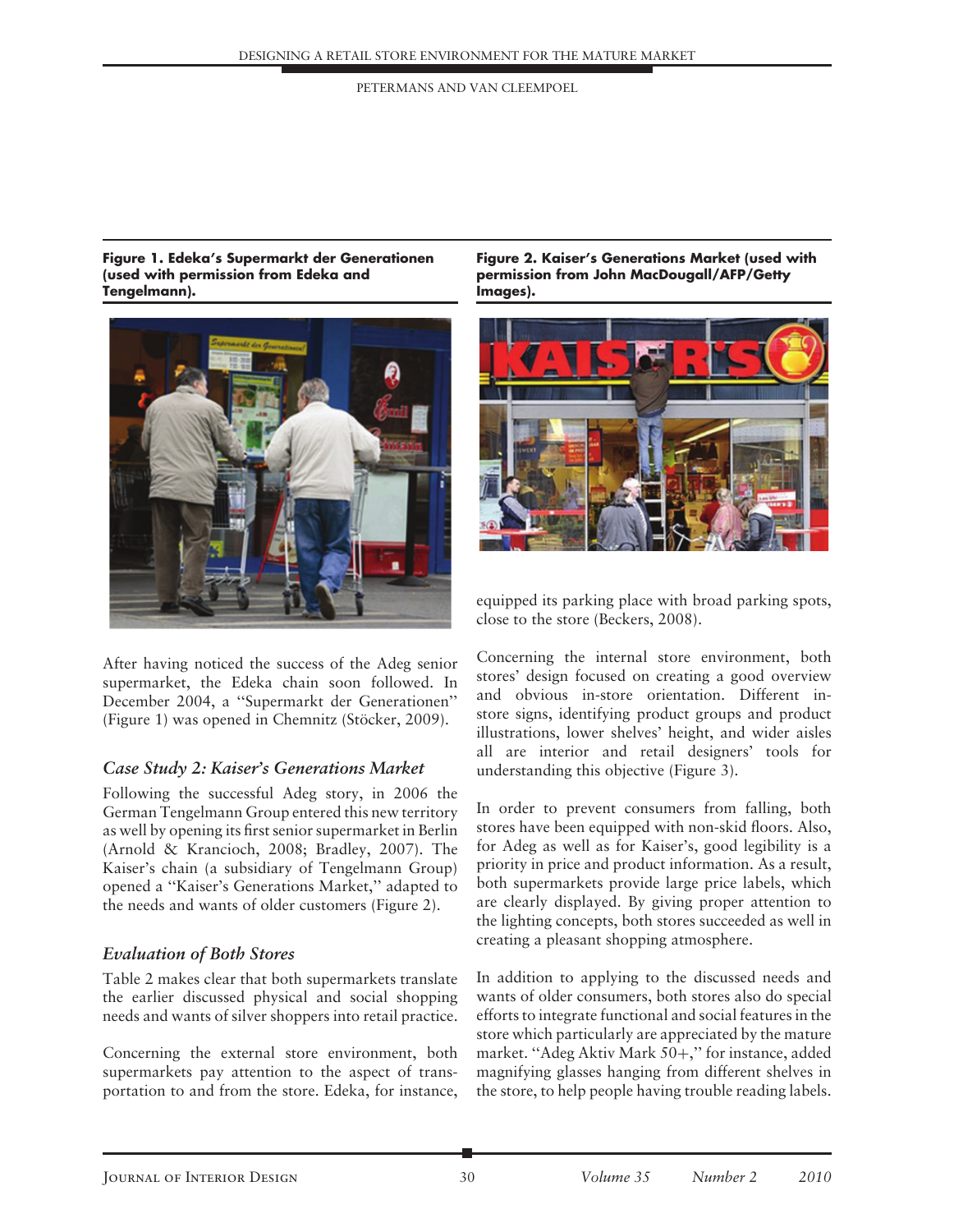**Figure 1. Edeka's Supermarkt der Generationen (used with permission from Edeka and Tengelmann).**

**Figure 2. Kaiser's Generations Market (used with permission from John MacDougall/AFP/Getty Images).**

After having noticed the success of the Adeg senior supermarket, the Edeka chain soon followed. In December 2004, a "Supermarkt der Generationen" (Figure 1) was opened in Chemnitz (Stöcker, 2009).

### *Case Study 2: Kaiser's Generations Market*

Following the successful Adeg story, in 2006 the German Tengelmann Group entered this new territory as well by opening its first senior supermarket in Berlin (Arnold & Krancioch, 2008; Bradley, 2007). The Kaiser's chain (a subsidiary of Tengelmann Group) opened a "Kaiser's Generations Market," adapted to the needs and wants of older customers (Figure 2).

### *Evaluation of Both Stores*

Table 2 makes clear that both supermarkets translate the earlier discussed physical and social shopping needs and wants of silver shoppers into retail practice.

Concerning the external store environment, both supermarkets pay attention to the aspect of transportation to and from the store. Edeka, for instance, equipped its parking place with broad parking spots, close to the store (Beckers, 2008).

Concerning the internal store environment, both stores' design focused on creating a good overview and obvious in-store orientation. Different in-store signs, identifying product groups and product illustrations, lower shelves' height, and wider aisles all are interior and retail designers' tools for understanding this objective (Figure 3).

In order to prevent consumers from falling, both stores have been equipped with non-skid floors. Also, for Adeg as well as for Kaiser's, good legibility is a priority in price and product information. As a result, both supermarkets provide large price labels, which are clearly displayed. By giving proper attention to the lighting concepts, both stores succeeded as well in creating a pleasant shopping atmosphere.

In addition to applying to the discussed needs and wants of older consumers, both stores also do special efforts to integrate functional and social features in the store which particularly are appreciated by the mature market. "Adeg Aktiv Mark 50+," for instance, added magnifying glasses hanging from different shelves in the store, to help people having trouble reading labels.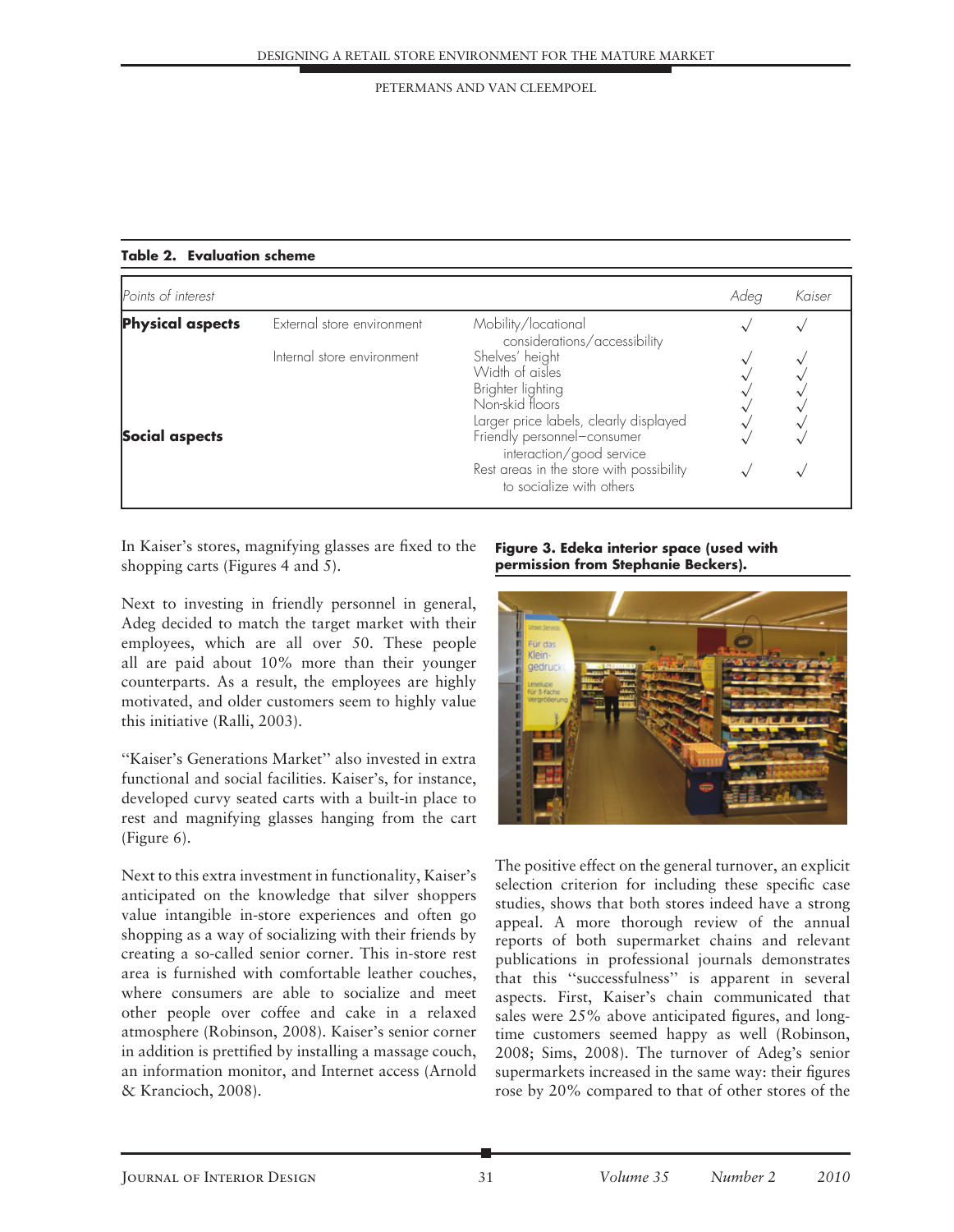**Table 2. Evaluation scheme**

| Points of interest | | | Adeg | Kaiser |
|---|---|---|---|---|
| **Physical aspects** | External store environment | Mobility/locational considerations/accessibility | √ | √ |
| | Internal store environment | Shelves' height | √ | √ |
| | | Width of aisles | √ | √ |
| | | Brighter lighting | √ | √ |
| | | Non-skid floors | √ | √ |
| | | Larger price labels, clearly displayed | √ | √ |
| **Social aspects** | | Friendly personnel–consumer interaction/good service | √ | √ |
| | | Rest areas in the store with possibility to socialize with others | √ | √ |

In Kaiser's stores, magnifying glasses are fixed to the shopping carts (Figures 4 and 5).

Next to investing in friendly personnel in general, Adeg decided to match the target market with their employees, which are all over 50. These people all are paid about 10% more than their younger counterparts. As a result, the employees are highly motivated, and older customers seem to highly value this initiative (Ralli, 2003).

"Kaiser's Generations Market" also invested in extra functional and social facilities. Kaiser's, for instance, developed curvy seated carts with a built-in place to rest and magnifying glasses hanging from the cart (Figure 6).

Next to this extra investment in functionality, Kaiser's anticipated on the knowledge that silver shoppers value intangible in-store experiences and often go shopping as a way of socializing with their friends by creating a so-called senior corner. This in-store rest area is furnished with comfortable leather couches, where consumers are able to socialize and meet other people over coffee and cake in a relaxed atmosphere (Robinson, 2008). Kaiser's senior corner in addition is prettified by installing a massage couch, an information monitor, and Internet access (Arnold & Krancioch, 2008).

**Figure 3. Edeka interior space (used with permission from Stephanie Beckers).**

The positive effect on the general turnover, an explicit selection criterion for including these specific case studies, shows that both stores indeed have a strong appeal. A more thorough review of the annual reports of both supermarket chains and relevant publications in professional journals demonstrates that this "successfulness" is apparent in several aspects. First, Kaiser's chain communicated that sales were 25% above anticipated figures, and long-time customers seemed happy as well (Robinson, 2008; Sims, 2008). The turnover of Adeg's senior supermarkets increased in the same way: their figures rose by 20% compared to that of other stores of the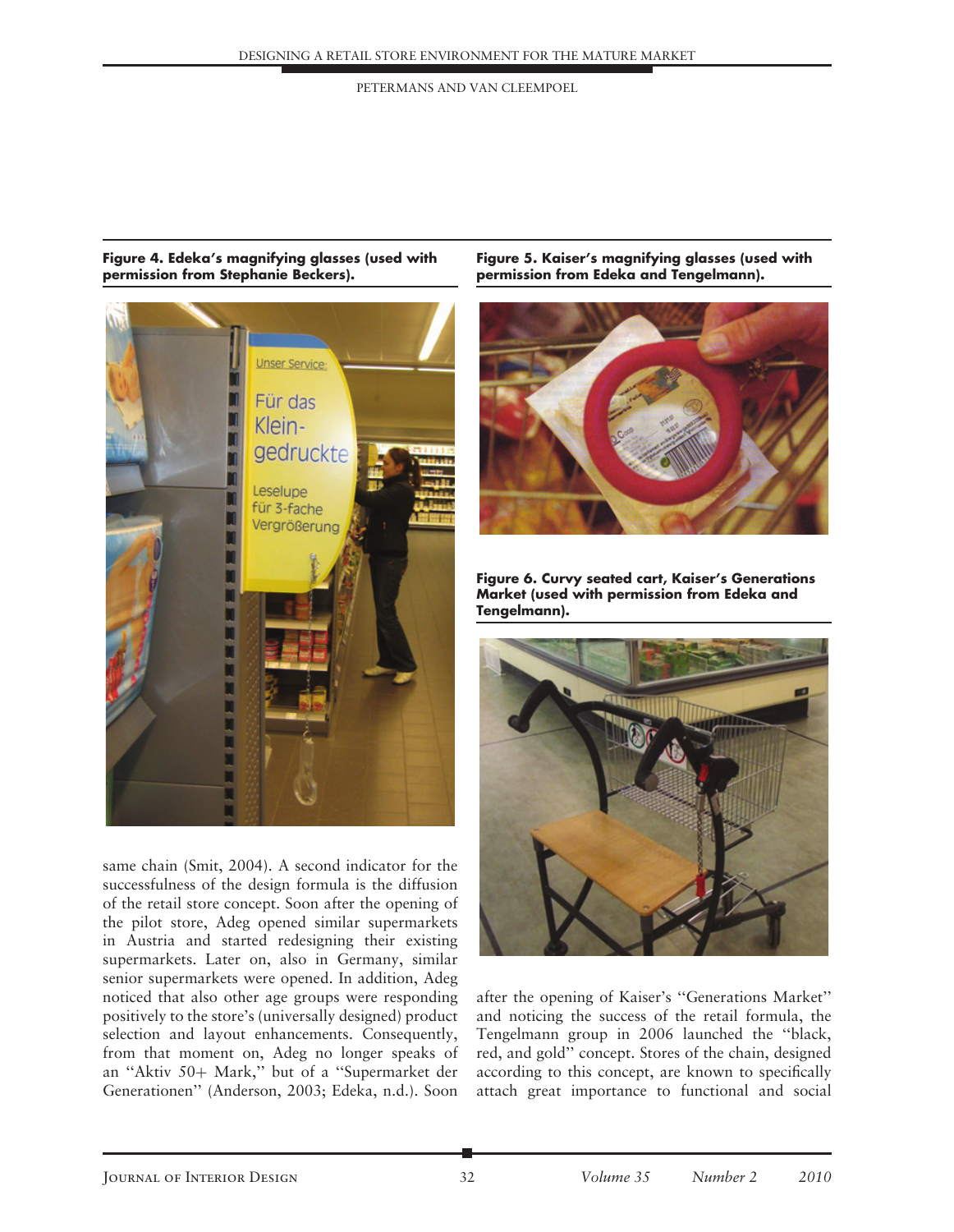**Figure 4. Edeka's magnifying glasses (used with permission from Stephanie Beckers).**

**Figure 5. Kaiser's magnifying glasses (used with permission from Edeka and Tengelmann).**

**Figure 6. Curvy seated cart, Kaiser's Generations Market (used with permission from Edeka and Tengelmann).**

same chain (Smit, 2004). A second indicator for the successfulness of the design formula is the diffusion of the retail store concept. Soon after the opening of the pilot store, Adeg opened similar supermarkets in Austria and started redesigning their existing supermarkets. Later on, also in Germany, similar senior supermarkets were opened. In addition, Adeg noticed that also other age groups were responding positively to the store's (universally designed) product selection and layout enhancements. Consequently, from that moment on, Adeg no longer speaks of an "Aktiv 50+ Mark," but of a "Supermarket der Generationen" (Anderson, 2003; Edeka, n.d.). Soon after the opening of Kaiser's "Generations Market" and noticing the success of the retail formula, the Tengelmann group in 2006 launched the "black, red, and gold" concept. Stores of the chain, designed according to this concept, are known to specifically attach great importance to functional and social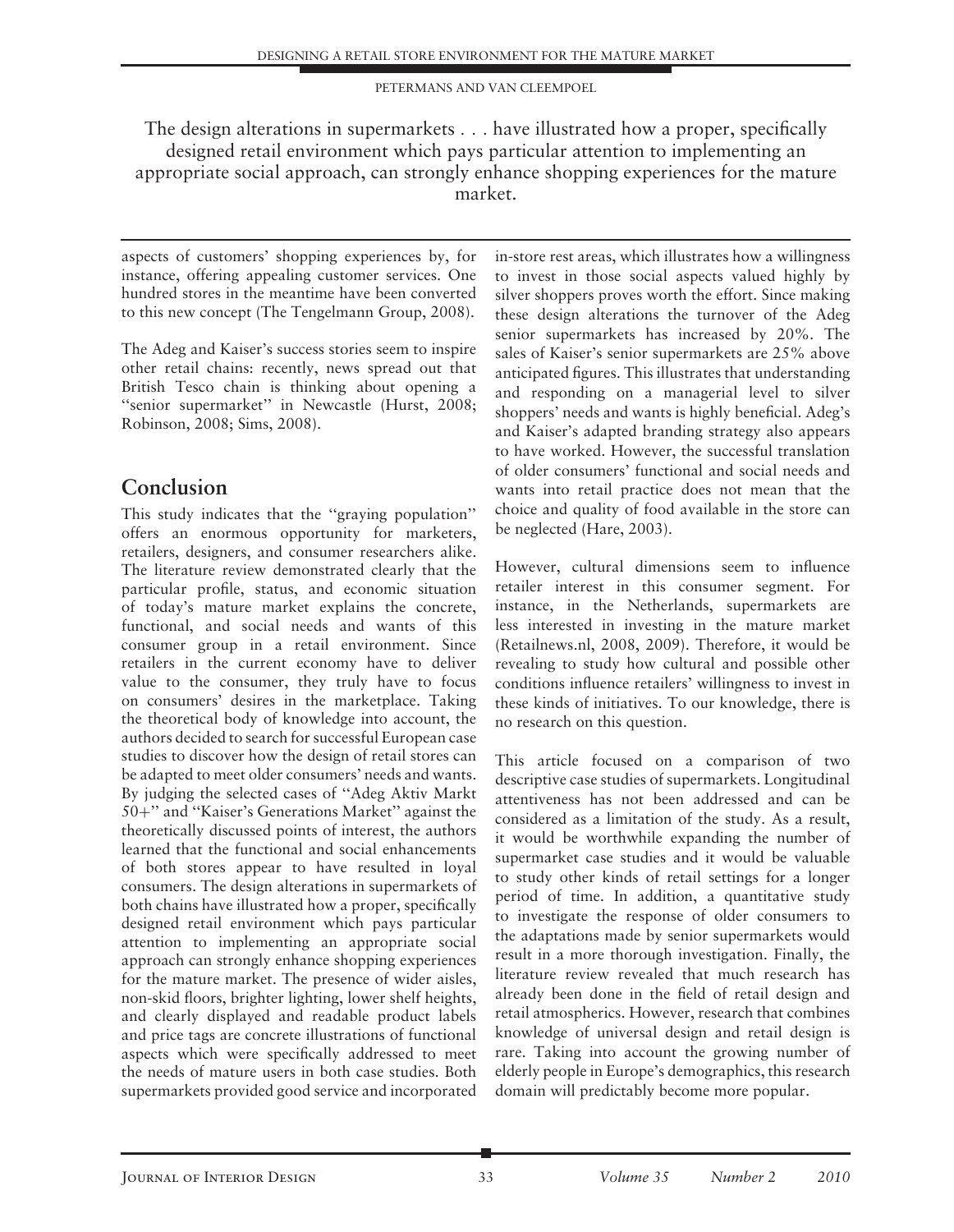> The design alterations in supermarkets . . . have illustrated how a proper, specifically designed retail environment which pays particular attention to implementing an appropriate social approach, can strongly enhance shopping experiences for the mature market.

aspects of customers' shopping experiences by, for instance, offering appealing customer services. One hundred stores in the meantime have been converted to this new concept (The Tengelmann Group, 2008).

The Adeg and Kaiser's success stories seem to inspire other retail chains: recently, news spread out that British Tesco chain is thinking about opening a "senior supermarket" in Newcastle (Hurst, 2008; Robinson, 2008; Sims, 2008).

## Conclusion

This study indicates that the "graying population" offers an enormous opportunity for marketers, retailers, designers, and consumer researchers alike. The literature review demonstrated clearly that the particular profile, status, and economic situation of today's mature market explains the concrete, functional, and social needs and wants of this consumer group in a retail environment. Since retailers in the current economy have to deliver value to the consumer, they truly have to focus on consumers' desires in the marketplace. Taking the theoretical body of knowledge into account, the authors decided to search for successful European case studies to discover how the design of retail stores can be adapted to meet older consumers' needs and wants. By judging the selected cases of "Adeg Aktiv Markt 50+" and "Kaiser's Generations Market" against the theoretically discussed points of interest, the authors learned that the functional and social enhancements of both stores appear to have resulted in loyal consumers. The design alterations in supermarkets of both chains have illustrated how a proper, specifically designed retail environment which pays particular attention to implementing an appropriate social approach can strongly enhance shopping experiences for the mature market. The presence of wider aisles, non-skid floors, brighter lighting, lower shelf heights, and clearly displayed and readable product labels and price tags are concrete illustrations of functional aspects which were specifically addressed to meet the needs of mature users in both case studies. Both supermarkets provided good service and incorporated in-store rest areas, which illustrates how a willingness to invest in those social aspects valued highly by silver shoppers proves worth the effort. Since making these design alterations the turnover of the Adeg senior supermarkets has increased by 20%. The sales of Kaiser's senior supermarkets are 25% above anticipated figures. This illustrates that understanding and responding on a managerial level to silver shoppers' needs and wants is highly beneficial. Adeg's and Kaiser's adapted branding strategy also appears to have worked. However, the successful translation of older consumers' functional and social needs and wants into retail practice does not mean that the choice and quality of food available in the store can be neglected (Hare, 2003).

However, cultural dimensions seem to influence retailer interest in this consumer segment. For instance, in the Netherlands, supermarkets are less interested in investing in the mature market (Retailnews.nl, 2008, 2009). Therefore, it would be revealing to study how cultural and possible other conditions influence retailers' willingness to invest in these kinds of initiatives. To our knowledge, there is no research on this question.

This article focused on a comparison of two descriptive case studies of supermarkets. Longitudinal attentiveness has not been addressed and can be considered as a limitation of the study. As a result, it would be worthwhile expanding the number of supermarket case studies and it would be valuable to study other kinds of retail settings for a longer period of time. In addition, a quantitative study to investigate the response of older consumers to the adaptations made by senior supermarkets would result in a more thorough investigation. Finally, the literature review revealed that much research has already been done in the field of retail design and retail atmospherics. However, research that combines knowledge of universal design and retail design is rare. Taking into account the growing number of elderly people in Europe's demographics, this research domain will predictably become more popular.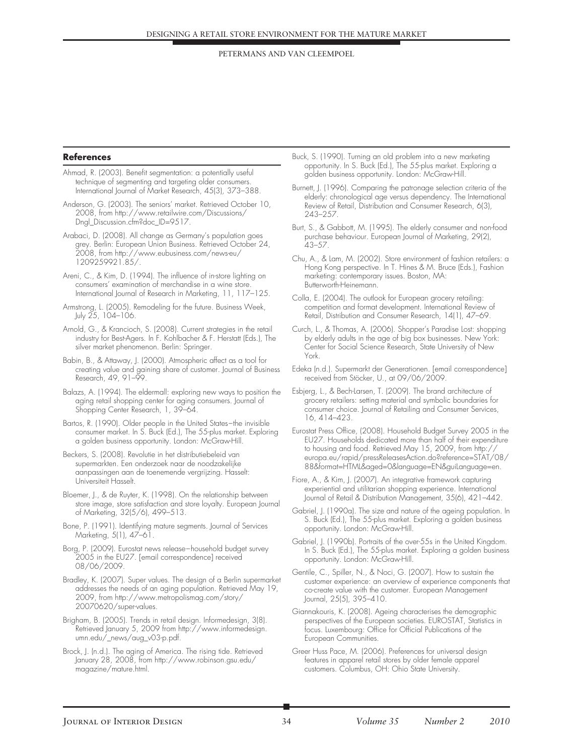## References

Ahmad, R. (2003). Benefit segmentation: a potentially useful technique of segmenting and targeting older consumers. International Journal of Market Research, 45(3), 373–388.

Anderson, G. (2003). The seniors' market. Retrieved October 10, 2008, from http://www.retailwire.com/Discussions/Dngl_Discussion.cfm?doc_ID=9517.

Arabaci, D. (2008). All change as Germany's population goes grey. Berlin: European Union Business. Retrieved October 24, 2008, from http://www.eubusiness.com/news-eu/1209259921.85/.

Areni, C., & Kim, D. (1994). The influence of in-store lighting on consumers' examination of merchandise in a wine store. International Journal of Research in Marketing, 11, 117–125.

Armstrong, L. (2005). Remodeling for the future. Business Week, July 25, 104–106.

Arnold, G., & Krancioch, S. (2008). Current strategies in the retail industry for Best-Agers. In F. Kohlbacher & F. Herstatt (Eds.), The silver market phenomenon. Berlin: Springer.

Babin, B., & Attaway, J. (2000). Atmospheric affect as a tool for creating value and gaining share of customer. Journal of Business Research, 49, 91–99.

Balazs, A. (1994). The eldermall: exploring new ways to position the aging retail shopping center for aging consumers. Journal of Shopping Center Research, 1, 39–64.

Bartos, R. (1990). Older people in the United States—the invisible consumer market. In S. Buck (Ed.), The 55-plus market. Exploring a golden business opportunity. London: McGraw-Hill.

Beckers, S. (2008). Revolutie in het distributiebeleid van supermarkten. Een onderzoek naar de noodzakelijke aanpassingen aan de toenemende vergrijzing. Hasselt: Universiteit Hasselt.

Bloemer, J., & de Ruyter, K. (1998). On the relationship between store image, store satisfaction and store loyalty. European Journal of Marketing, 32(5/6), 499–513.

Bone, P. (1991). Identifying mature segments. Journal of Services Marketing, 5(1), 47–61.

Borg, P. (2009). Eurostat news release—household budget survey 2005 in the EU27. [email correspondence] received 08/06/2009.

Bradley, K. (2007). Super values. The design of a Berlin supermarket addresses the needs of an aging population. Retrieved May 19, 2009, from http://www.metropolismag.com/story/20070620/super-values.

Brigham, B. (2005). Trends in retail design. Informedesign, 3(8). Retrieved January 5, 2009 from http://www.informedesign.umn.edu/_news/aug_v03-p.pdf.

Brock, J. (n.d.). The aging of America. The rising tide. Retrieved January 28, 2008, from http://www.robinson.gsu.edu/magazine/mature.html.

Buck, S. (1990). Turning an old problem into a new marketing opportunity. In S. Buck (Ed.), The 55-plus market. Exploring a golden business opportunity. London: McGraw-Hill.

Burnett, J. (1996). Comparing the patronage selection criteria of the elderly: chronological age versus dependency. The International Review of Retail, Distribution and Consumer Research, 6(3), 243–257.

Burt, S., & Gabbott, M. (1995). The elderly consumer and non-food purchase behaviour. European Journal of Marketing, 29(2), 43–57.

Chu, A., & Lam, M. (2002). Store environment of fashion retailers: a Hong Kong perspective. In T. Hines & M. Bruce (Eds.), Fashion marketing: contemporary issues. Boston, MA: Butterworth-Heinemann.

Colla, E. (2004). The outlook for European grocery retailing: competition and format development. International Review of Retail, Distribution and Consumer Research, 14(1), 47–69.

Curch, L., & Thomas, A. (2006). Shopper's Paradise Lost: shopping by elderly adults in the age of big box businesses. New York: Center for Social Science Research, State University of New York.

Edeka (n.d.). Supermarkt der Generationen. [email correspondence] received from Stöcker, U., at 09/06/2009.

Esbjerg, L., & Bech-Larsen, T. (2009). The brand architecture of grocery retailers: setting material and symbolic boundaries for consumer choice. Journal of Retailing and Consumer Services, 16, 414–423.

Eurostat Press Office, (2008). Household Budget Survey 2005 in the EU27. Households dedicated more than half of their expenditure to housing and food. Retrieved May 15, 2009, from http://europa.eu/rapid/pressReleasesAction.do?reference=STAT/08/88&format=HTML&aged=0&language=EN&guiLanguage=en.

Fiore, A., & Kim, J. (2007). An integrative framework capturing experiential and utilitarian shopping experience. International Journal of Retail & Distribution Management, 35(6), 421–442.

Gabriel, J. (1990a). The size and nature of the ageing population. In S. Buck (Ed.), The 55-plus market. Exploring a golden business opportunity. London: McGraw-Hill.

Gabriel, J. (1990b). Portraits of the over-55s in the United Kingdom. In S. Buck (Ed.), The 55-plus market. Exploring a golden business opportunity. London: McGraw-Hill.

Gentile, C., Spiller, N., & Noci, G. (2007). How to sustain the customer experience: an overview of experience components that co-create value with the customer. European Management Journal, 25(5), 395–410.

Giannakouris, K. (2008). Ageing characterises the demographic perspectives of the European societies. EUROSTAT, Statistics in focus. Luxembourg: Office for Official Publications of the European Communities.

Greer Huss Pace, M. (2006). Preferences for universal design features in apparel retail stores by older female apparel customers. Columbus, OH: Ohio State University.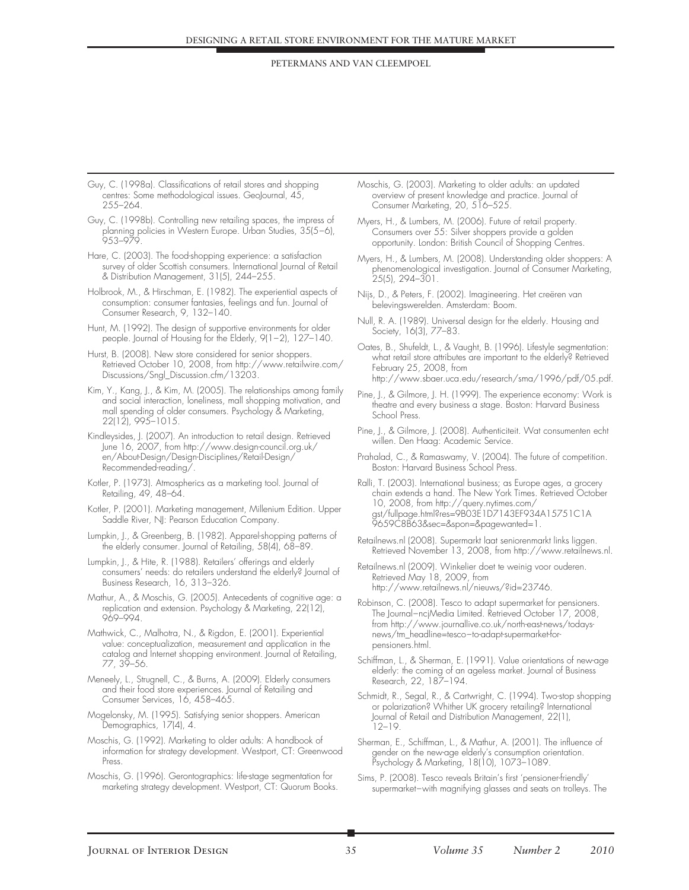Guy, C. (1998a). Classifications of retail stores and shopping centres: Some methodological issues. GeoJournal, 45, 255–264.

Guy, C. (1998b). Controlling new retailing spaces, the impress of planning policies in Western Europe. Urban Studies, 35(5–6), 953–979.

Hare, C. (2003). The food-shopping experience: a satisfaction survey of older Scottish consumers. International Journal of Retail & Distribution Management, 31(5), 244–255.

Holbrook, M., & Hirschman, E. (1982). The experiential aspects of consumption: consumer fantasies, feelings and fun. Journal of Consumer Research, 9, 132–140.

Hunt, M. (1992). The design of supportive environments for older people. Journal of Housing for the Elderly, 9(1–2), 127–140.

Hurst, B. (2008). New store considered for senior shoppers. Retrieved October 10, 2008, from http://www.retailwire.com/Discussions/Sngl_Discussion.cfm/13203.

Kim, Y., Kang, J., & Kim, M. (2005). The relationships among family and social interaction, loneliness, mall shopping motivation, and mall spending of older consumers. Psychology & Marketing, 22(12), 995–1015.

Kindleysides, J. (2007). An introduction to retail design. Retrieved June 16, 2007, from http://www.design-council.org.uk/en/About-Design/Design-Disciplines/Retail-Design/Recommended-reading/.

Kotler, P. (1973). Atmospherics as a marketing tool. Journal of Retailing, 49, 48–64.

Kotler, P. (2001). Marketing management, Millenium Edition. Upper Saddle River, NJ: Pearson Education Company.

Lumpkin, J., & Greenberg, B. (1982). Apparel-shopping patterns of the elderly consumer. Journal of Retailing, 58(4), 68–89.

Lumpkin, J., & Hite, R. (1988). Retailers' offerings and elderly consumers' needs: do retailers understand the elderly? Journal of Business Research, 16, 313–326.

Mathur, A., & Moschis, G. (2005). Antecedents of cognitive age: a replication and extension. Psychology & Marketing, 22(12), 969–994.

Mathwick, C., Malhotra, N., & Rigdon, E. (2001). Experiential value: conceptualization, measurement and application in the catalog and Internet shopping environment. Journal of Retailing, 77, 39–56.

Meneely, L., Strugnell, C., & Burns, A. (2009). Elderly consumers and their food store experiences. Journal of Retailing and Consumer Services, 16, 458–465.

Mogelonsky, M. (1995). Satisfying senior shoppers. American Demographics, 17(4), 4.

Moschis, G. (1992). Marketing to older adults: A handbook of information for strategy development. Westport, CT: Greenwood Press.

Moschis, G. (1996). Gerontographics: life-stage segmentation for marketing strategy development. Westport, CT: Quorum Books.

Moschis, G. (2003). Marketing to older adults: an updated overview of present knowledge and practice. Journal of Consumer Marketing, 20, 516–525.

Myers, H., & Lumbers, M. (2006). Future of retail property. Consumers over 55: Silver shoppers provide a golden opportunity. London: British Council of Shopping Centres.

Myers, H., & Lumbers, M. (2008). Understanding older shoppers: A phenomenological investigation. Journal of Consumer Marketing, 25(5), 294–301.

Nijs, D., & Peters, F. (2002). Imagineering. Het creëren van belevingswerelden. Amsterdam: Boom.

Null, R. A. (1989). Universal design for the elderly. Housing and Society, 16(3), 77–83.

Oates, B., Shufeldt, L., & Vaught, B. (1996). Lifestyle segmentation: what retail store attributes are important to the elderly? Retrieved February 25, 2008, from http://www.sbaer.uca.edu/research/sma/1996/pdf/05.pdf.

Pine, J., & Gilmore, J. H. (1999). The experience economy: Work is theatre and every business a stage. Boston: Harvard Business School Press.

Pine, J., & Gilmore, J. (2008). Authenticiteit. Wat consumenten echt willen. Den Haag: Academic Service.

Prahalad, C., & Ramaswamy, V. (2004). The future of competition. Boston: Harvard Business School Press.

Ralli, T. (2003). International business; as Europe ages, a grocery chain extends a hand. The New York Times. Retrieved October 10, 2008, from http://query.nytimes.com/gst/fullpage.html?res=9B03E1D7143EF934A15751C1A9659C8B63&sec=&spon=&pagewanted=1.

Retailnews.nl (2008). Supermarkt laat seniorenmarkt links liggen. Retrieved November 13, 2008, from http://www.retailnews.nl.

Retailnews.nl (2009). Winkelier doet te weinig voor ouderen. Retrieved May 18, 2009, from http://www.retailnews.nl/nieuws/?id=23746.

Robinson, C. (2008). Tesco to adapt supermarket for pensioners. The Journal—ncjMedia Limited. Retrieved October 17, 2008, from http://www.journallive.co.uk/north-east-news/todays-news/tm_headline=tesco−to-adapt-supermarket-for-pensioners.html.

Schiffman, L., & Sherman, E. (1991). Value orientations of new-age elderly: the coming of an ageless market. Journal of Business Research, 22, 187–194.

Schmidt, R., Segal, R., & Cartwright, C. (1994). Two-stop shopping or polarization? Whither UK grocery retailing? International Journal of Retail and Distribution Management, 22(1), 12–19.

Sherman, E., Schiffman, L., & Mathur, A. (2001). The influence of gender on the new-age elderly's consumption orientation. Psychology & Marketing, 18(10), 1073–1089.

Sims, P. (2008). Tesco reveals Britain's first 'pensioner-friendly' supermarket—with magnifying glasses and seats on trolleys. The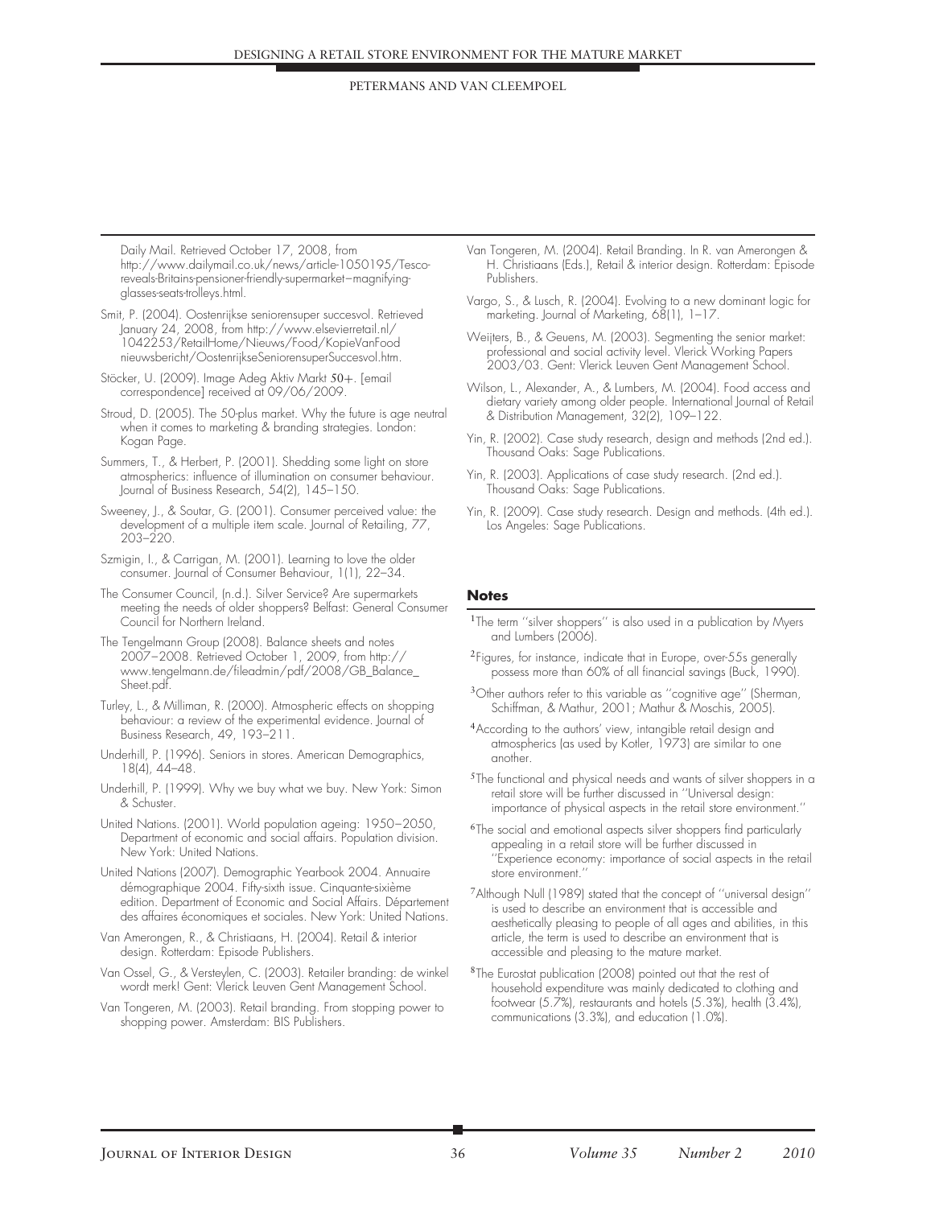Daily Mail. Retrieved October 17, 2008, from http://www.dailymail.co.uk/news/article-1050195/Tesco-reveals-Britains-pensioner-friendly-supermarket--magnifying-glasses-seats-trolleys.html.

Smit, P. (2004). Oostenrijkse seniorensuper succesvol. Retrieved January 24, 2008, from http://www.elsevierretail.nl/1042253/RetailHome/Nieuws/Food/KopieVanFood nieuwsbericht/OostenrijkseSeniorensuperSuccesvol.htm.

Stöcker, U. (2009). Image Adeg Aktiv Markt 50+. [email correspondence] received at 09/06/2009.

Stroud, D. (2005). The 50-plus market. Why the future is age neutral when it comes to marketing & branding strategies. London: Kogan Page.

Summers, T., & Herbert, P. (2001). Shedding some light on store atmospherics: influence of illumination on consumer behaviour. Journal of Business Research, 54(2), 145–150.

Sweeney, J., & Soutar, G. (2001). Consumer perceived value: the development of a multiple item scale. Journal of Retailing, 77, 203–220.

Szmigin, I., & Carrigan, M. (2001). Learning to love the older consumer. Journal of Consumer Behaviour, 1(1), 22–34.

The Consumer Council, (n.d.). Silver Service? Are supermarkets meeting the needs of older shoppers? Belfast: General Consumer Council for Northern Ireland.

The Tengelmann Group (2008). Balance sheets and notes 2007–2008. Retrieved October 1, 2009, from http://www.tengelmann.de/fileadmin/pdf/2008/GB_Balance_Sheet.pdf.

Turley, L., & Milliman, R. (2000). Atmospheric effects on shopping behaviour: a review of the experimental evidence. Journal of Business Research, 49, 193–211.

Underhill, P. (1996). Seniors in stores. American Demographics, 18(4), 44–48.

Underhill, P. (1999). Why we buy what we buy. New York: Simon & Schuster.

United Nations. (2001). World population ageing: 1950–2050, Department of economic and social affairs. Population division. New York: United Nations.

United Nations (2007). Demographic Yearbook 2004. Annuaire démographique 2004. Fifty-sixth issue. Cinquante-sixième edition. Department of Economic and Social Affairs. Département des affaires économiques et sociales. New York: United Nations.

Van Amerongen, R., & Christiaans, H. (2004). Retail & interior design. Rotterdam: Episode Publishers.

Van Ossel, G., & Versteylen, C. (2003). Retailer branding: de winkel wordt merk! Gent: Vlerick Leuven Gent Management School.

Van Tongeren, M. (2003). Retail branding. From stopping power to shopping power. Amsterdam: BIS Publishers.

Van Tongeren, M. (2004). Retail Branding. In R. van Amerongen & H. Christiaans (Eds.), Retail & interior design. Rotterdam: Episode Publishers.

Vargo, S., & Lusch, R. (2004). Evolving to a new dominant logic for marketing. Journal of Marketing, 68(1), 1–17.

Weijters, B., & Geuens, M. (2003). Segmenting the senior market: professional and social activity level. Vlerick Working Papers 2003/03. Gent: Vlerick Leuven Gent Management School.

Wilson, L., Alexander, A., & Lumbers, M. (2004). Food access and dietary variety among older people. International Journal of Retail & Distribution Management, 32(2), 109–122.

Yin, R. (2002). Case study research, design and methods (2nd ed.). Thousand Oaks: Sage Publications.

Yin, R. (2003). Applications of case study research. (2nd ed.). Thousand Oaks: Sage Publications.

Yin, R. (2009). Case study research. Design and methods. (4th ed.). Los Angeles: Sage Publications.

## Notes

[1] The term "silver shoppers" is also used in a publication by Myers and Lumbers (2006).

[2] Figures, for instance, indicate that in Europe, over-55s generally possess more than 60% of all financial savings (Buck, 1990).

[3] Other authors refer to this variable as "cognitive age" (Sherman, Schiffman, & Mathur, 2001; Mathur & Moschis, 2005).

[4] According to the authors' view, intangible retail design and atmospherics (as used by Kotler, 1973) are similar to one another.

[5] The functional and physical needs and wants of silver shoppers in a retail store will be further discussed in "Universal design: importance of physical aspects in the retail store environment."

[6] The social and emotional aspects silver shoppers find particularly appealing in a retail store will be further discussed in "Experience economy: importance of social aspects in the retail store environment."

[7] Although Null (1989) stated that the concept of "universal design" is used to describe an environment that is accessible and aesthetically pleasing to people of all ages and abilities, in this article, the term is used to describe an environment that is accessible and pleasing to the mature market.

[8] The Eurostat publication (2008) pointed out that the rest of household expenditure was mainly dedicated to clothing and footwear (5.7%), restaurants and hotels (5.3%), health (3.4%), communications (3.3%), and education (1.0%).